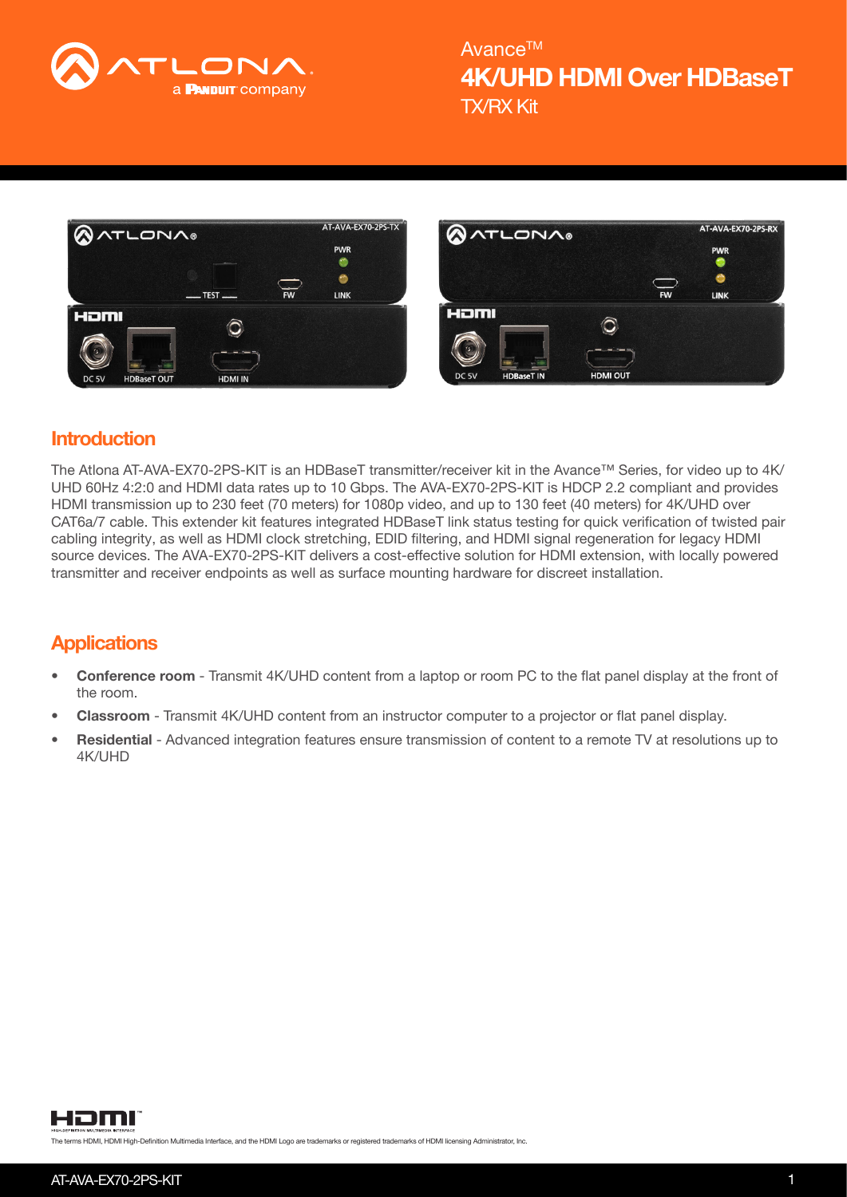Avance™

# 4K/UHD HDMI Over HDBaseT

TX/RX Kit

## Introduction

The Atlona AT-AVA-EX70-2PS-KIT is an HDBaseT transmitter/receiver kit in the Avance™ Series, for video up to 4K/UHD 60Hz 4:2:0 and HDMI data rates up to 10 Gbps. The AVA-EX70-2PS-KIT is HDCP 2.2 compliant and provides HDMI transmission up to 230 feet (70 meters) for 1080p video, and up to 130 feet (40 meters) for 4K/UHD over CAT6a/7 cable. This extender kit features integrated HDBaseT link status testing for quick verification of twisted pair cabling integrity, as well as HDMI clock stretching, EDID filtering, and HDMI signal regeneration for legacy HDMI source devices. The AVA-EX70-2PS-KIT delivers a cost-effective solution for HDMI extension, with locally powered transmitter and receiver endpoints as well as surface mounting hardware for discreet installation.

## Applications

- **Conference room** - Transmit 4K/UHD content from a laptop or room PC to the flat panel display at the front of the room.
- **Classroom** - Transmit 4K/UHD content from an instructor computer to a projector or flat panel display.
- **Residential** - Advanced integration features ensure transmission of content to a remote TV at resolutions up to 4K/UHD

The terms HDMI, HDMI High-Definition Multimedia Interface, and the HDMI Logo are trademarks or registered trademarks of HDMI licensing Administrator, Inc.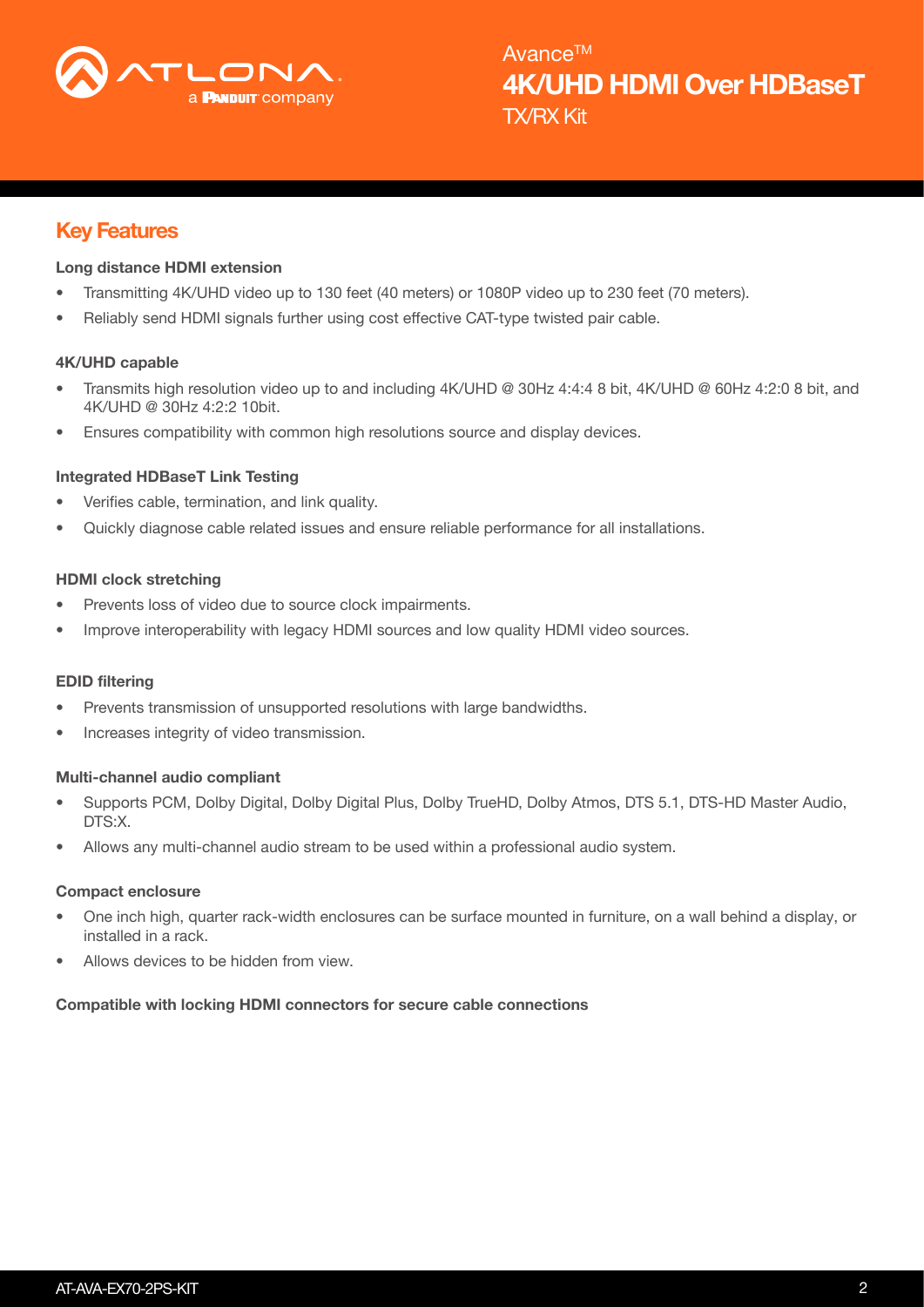## Key Features

**Long distance HDMI extension**

- Transmitting 4K/UHD video up to 130 feet (40 meters) or 1080P video up to 230 feet (70 meters).
- Reliably send HDMI signals further using cost effective CAT-type twisted pair cable.

**4K/UHD capable**

- Transmits high resolution video up to and including 4K/UHD @ 30Hz 4:4:4 8 bit, 4K/UHD @ 60Hz 4:2:0 8 bit, and 4K/UHD @ 30Hz 4:2:2 10bit.
- Ensures compatibility with common high resolutions source and display devices.

**Integrated HDBaseT Link Testing**

- Verifies cable, termination, and link quality.
- Quickly diagnose cable related issues and ensure reliable performance for all installations.

**HDMI clock stretching**

- Prevents loss of video due to source clock impairments.
- Improve interoperability with legacy HDMI sources and low quality HDMI video sources.

**EDID filtering**

- Prevents transmission of unsupported resolutions with large bandwidths.
- Increases integrity of video transmission.

**Multi-channel audio compliant**

- Supports PCM, Dolby Digital, Dolby Digital Plus, Dolby TrueHD, Dolby Atmos, DTS 5.1, DTS-HD Master Audio, DTS:X.
- Allows any multi-channel audio stream to be used within a professional audio system.

**Compact enclosure**

- One inch high, quarter rack-width enclosures can be surface mounted in furniture, on a wall behind a display, or installed in a rack.
- Allows devices to be hidden from view.

**Compatible with locking HDMI connectors for secure cable connections**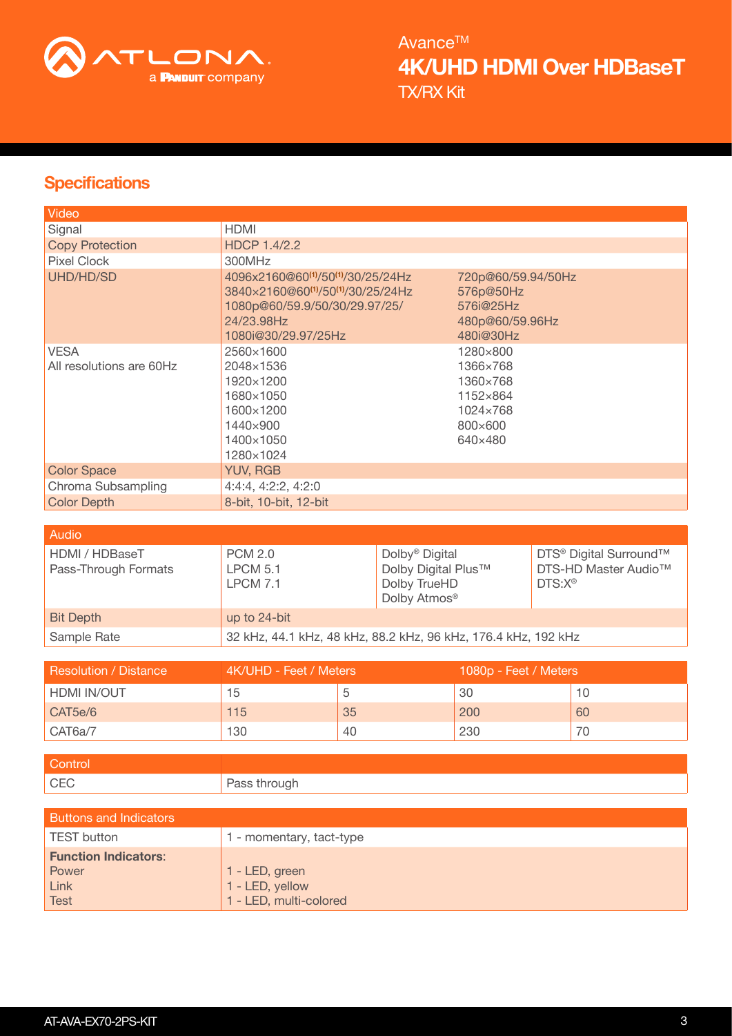## Specifications

| Video | | |
|---|---|---|
| Signal | HDMI | |
| Copy Protection | HDCP 1.4/2.2 | |
| Pixel Clock | 300MHz | |
| UHD/HD/SD | 4096x2160@60[1]/50[1]/30/25/24Hz<br>3840×2160@60[1]/50[1]/30/25/24Hz<br>1080p@60/59.9/50/30/29.97/25/24/23.98Hz<br>1080i@30/29.97/25Hz | 720p@60/59.94/50Hz<br>576p@50Hz<br>576i@25Hz<br>480p@60/59.96Hz<br>480i@30Hz |
| VESA<br>All resolutions are 60Hz | 2560×1600<br>2048×1536<br>1920×1200<br>1680×1050<br>1600×1200<br>1440×900<br>1400×1050<br>1280×1024 | 1280×800<br>1366×768<br>1360×768<br>1152×864<br>1024×768<br>800×600<br>640×480 |
| Color Space | YUV, RGB | |
| Chroma Subsampling | 4:4:4, 4:2:2, 4:2:0 | |
| Color Depth | 8-bit, 10-bit, 12-bit | |

| Audio | | | |
|---|---|---|---|
| HDMI / HDBaseT Pass-Through Formats | PCM 2.0<br>LPCM 5.1<br>LPCM 7.1 | Dolby® Digital<br>Dolby Digital Plus™<br>Dolby TrueHD<br>Dolby Atmos® | DTS® Digital Surround™<br>DTS-HD Master Audio™<br>DTS:X® |
| Bit Depth | up to 24-bit | | |
| Sample Rate | 32 kHz, 44.1 kHz, 48 kHz, 88.2 kHz, 96 kHz, 176.4 kHz, 192 kHz | | |

| Resolution / Distance | 4K/UHD - Feet / Meters | | 1080p - Feet / Meters | |
|---|---|---|---|---|
| HDMI IN/OUT | 15 | 5 | 30 | 10 |
| CAT5e/6 | 115 | 35 | 200 | 60 |
| CAT6a/7 | 130 | 40 | 230 | 70 |

| Control | |
|---|---|
| CEC | Pass through |

| Buttons and Indicators | |
|---|---|
| TEST button | 1 - momentary, tact-type |
| **Function Indicators**:<br>Power<br>Link<br>Test | <br>1 - LED, green<br>1 - LED, yellow<br>1 - LED, multi-colored |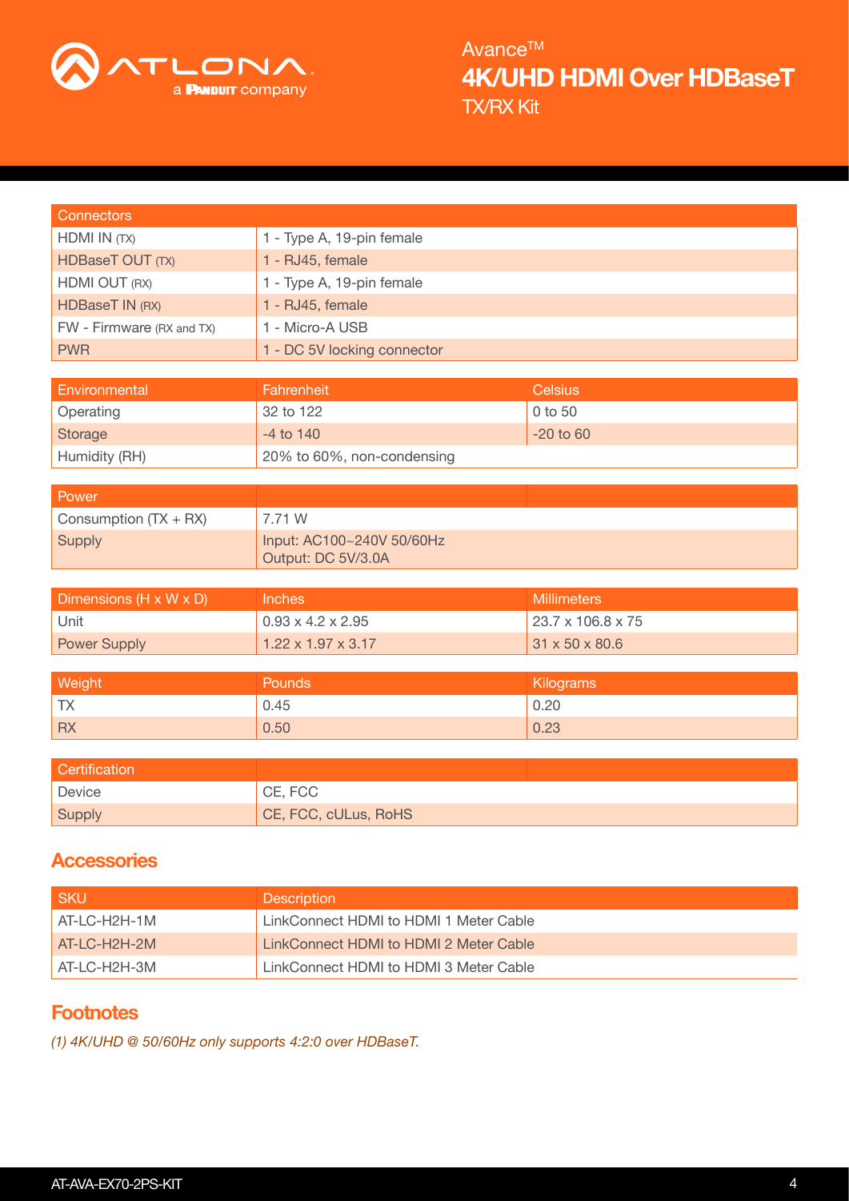| Connectors | |
| --- | --- |
| HDMI IN (TX) | 1 - Type A, 19-pin female |
| HDBaseT OUT (TX) | 1 - RJ45, female |
| HDMI OUT (RX) | 1 - Type A, 19-pin female |
| HDBaseT IN (RX) | 1 - RJ45, female |
| FW - Firmware (RX and TX) | 1 - Micro-A USB |
| PWR | 1 - DC 5V locking connector |

| Environmental | Fahrenheit | Celsius |
| --- | --- | --- |
| Operating | 32 to 122 | 0 to 50 |
| Storage | -4 to 140 | -20 to 60 |
| Humidity (RH) | 20% to 60%, non-condensing | |

| Power | | |
| --- | --- | --- |
| Consumption (TX + RX) | 7.71 W | |
| Supply | Input: AC100~240V 50/60Hz<br>Output: DC 5V/3.0A | |

| Dimensions (H x W x D) | Inches | Millimeters |
| --- | --- | --- |
| Unit | 0.93 x 4.2 x 2.95 | 23.7 x 106.8 x 75 |
| Power Supply | 1.22 x 1.97 x 3.17 | 31 x 50 x 80.6 |

| Weight | Pounds | Kilograms |
| --- | --- | --- |
| TX | 0.45 | 0.20 |
| RX | 0.50 | 0.23 |

| Certification | | |
| --- | --- | --- |
| Device | CE, FCC | |
| Supply | CE, FCC, cULus, RoHS | |

## Accessories

| SKU | Description |
| --- | --- |
| AT-LC-H2H-1M | LinkConnect HDMI to HDMI 1 Meter Cable |
| AT-LC-H2H-2M | LinkConnect HDMI to HDMI 2 Meter Cable |
| AT-LC-H2H-3M | LinkConnect HDMI to HDMI 3 Meter Cable |

## Footnotes

*(1) 4K/UHD @ 50/60Hz only supports 4:2:0 over HDBaseT.*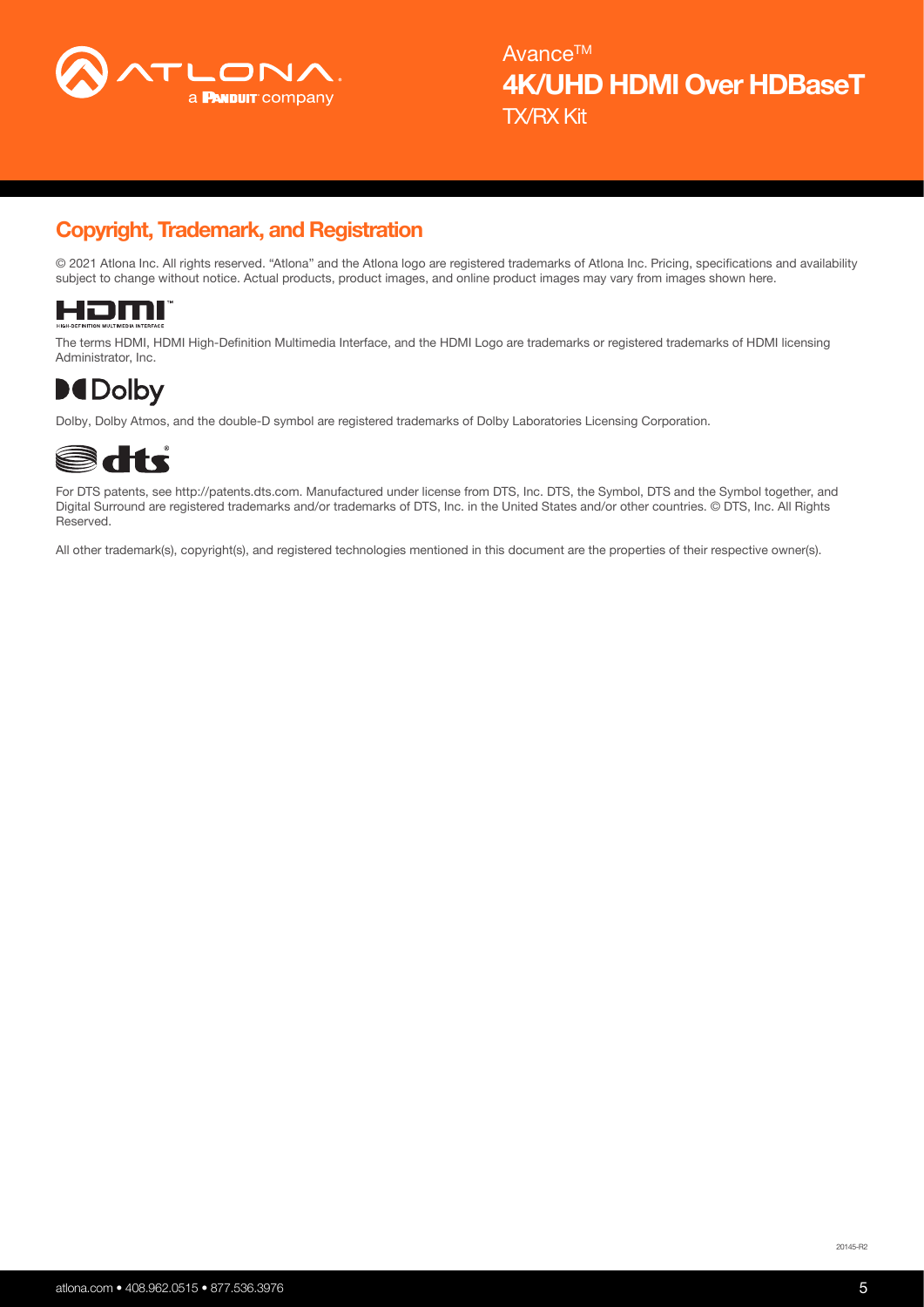## Copyright, Trademark, and Registration

© 2021 Atlona Inc. All rights reserved. "Atlona" and the Atlona logo are registered trademarks of Atlona Inc. Pricing, specifications and availability subject to change without notice. Actual products, product images, and online product images may vary from images shown here.

The terms HDMI, HDMI High-Definition Multimedia Interface, and the HDMI Logo are trademarks or registered trademarks of HDMI licensing Administrator, Inc.

Dolby, Dolby Atmos, and the double-D symbol are registered trademarks of Dolby Laboratories Licensing Corporation.

For DTS patents, see http://patents.dts.com. Manufactured under license from DTS, Inc. DTS, the Symbol, DTS and the Symbol together, and Digital Surround are registered trademarks and/or trademarks of DTS, Inc. in the United States and/or other countries. © DTS, Inc. All Rights Reserved.

All other trademark(s), copyright(s), and registered technologies mentioned in this document are the properties of their respective owner(s).

20145-R2